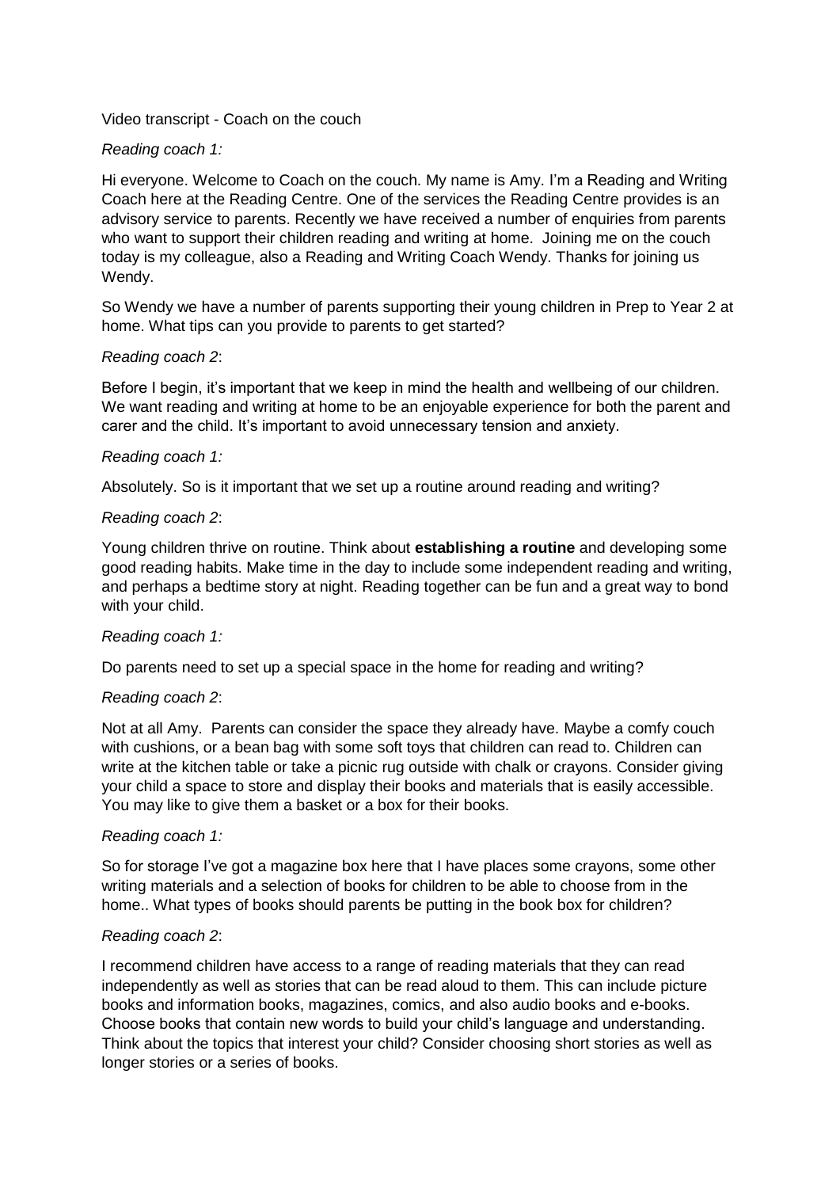Video transcript - Coach on the couch

*Reading coach 1:*

Hi everyone. Welcome to Coach on the couch. My name is Amy. I'm a Reading and Writing Coach here at the Reading Centre. One of the services the Reading Centre provides is an advisory service to parents. Recently we have received a number of enquiries from parents who want to support their children reading and writing at home. Joining me on the couch today is my colleague, also a Reading and Writing Coach Wendy. Thanks for joining us Wendy.

So Wendy we have a number of parents supporting their young children in Prep to Year 2 at home. What tips can you provide to parents to get started?

*Reading coach 2*:

Before I begin, it's important that we keep in mind the health and wellbeing of our children. We want reading and writing at home to be an enjoyable experience for both the parent and carer and the child. It's important to avoid unnecessary tension and anxiety.

*Reading coach 1:*

Absolutely. So is it important that we set up a routine around reading and writing?

*Reading coach 2*:

Young children thrive on routine. Think about **establishing a routine** and developing some good reading habits. Make time in the day to include some independent reading and writing, and perhaps a bedtime story at night. Reading together can be fun and a great way to bond with your child.

*Reading coach 1:*

Do parents need to set up a special space in the home for reading and writing?

*Reading coach 2*:

Not at all Amy. Parents can consider the space they already have. Maybe a comfy couch with cushions, or a bean bag with some soft toys that children can read to. Children can write at the kitchen table or take a picnic rug outside with chalk or crayons. Consider giving your child a space to store and display their books and materials that is easily accessible. You may like to give them a basket or a box for their books.

*Reading coach 1:*

So for storage I've got a magazine box here that I have places some crayons, some other writing materials and a selection of books for children to be able to choose from in the home.. What types of books should parents be putting in the book box for children?

*Reading coach 2*:

I recommend children have access to a range of reading materials that they can read independently as well as stories that can be read aloud to them. This can include picture books and information books, magazines, comics, and also audio books and e-books. Choose books that contain new words to build your child's language and understanding. Think about the topics that interest your child? Consider choosing short stories as well as longer stories or a series of books.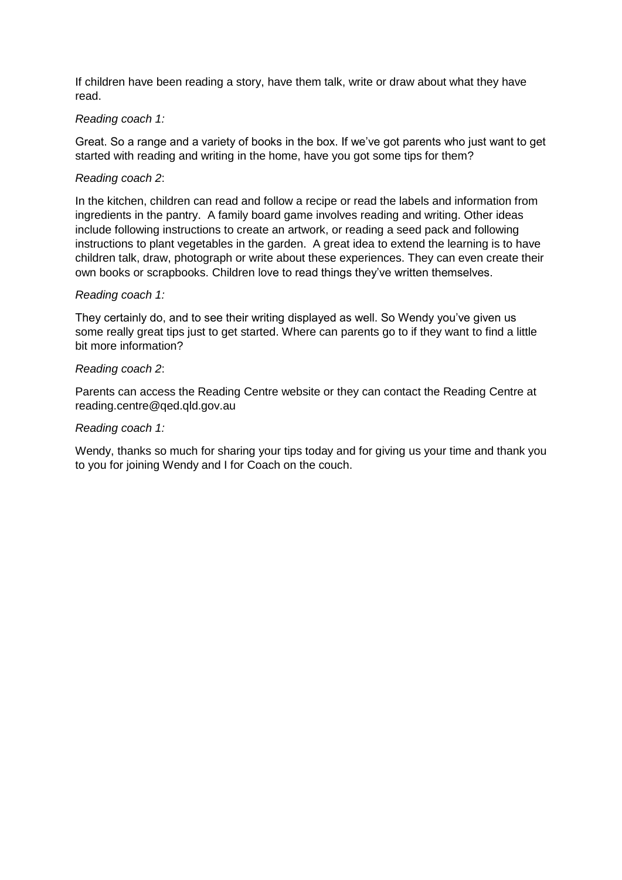If children have been reading a story, have them talk, write or draw about what they have read.

*Reading coach 1:*

Great. So a range and a variety of books in the box. If we've got parents who just want to get started with reading and writing in the home, have you got some tips for them?

*Reading coach 2*:

In the kitchen, children can read and follow a recipe or read the labels and information from ingredients in the pantry. A family board game involves reading and writing. Other ideas include following instructions to create an artwork, or reading a seed pack and following instructions to plant vegetables in the garden. A great idea to extend the learning is to have children talk, draw, photograph or write about these experiences. They can even create their own books or scrapbooks. Children love to read things they've written themselves.

*Reading coach 1:*

They certainly do, and to see their writing displayed as well. So Wendy you've given us some really great tips just to get started. Where can parents go to if they want to find a little bit more information?

*Reading coach 2*:

Parents can access the Reading Centre website or they can contact the Reading Centre at reading.centre@qed.qld.gov.au

*Reading coach 1:*

Wendy, thanks so much for sharing your tips today and for giving us your time and thank you to you for joining Wendy and I for Coach on the couch.